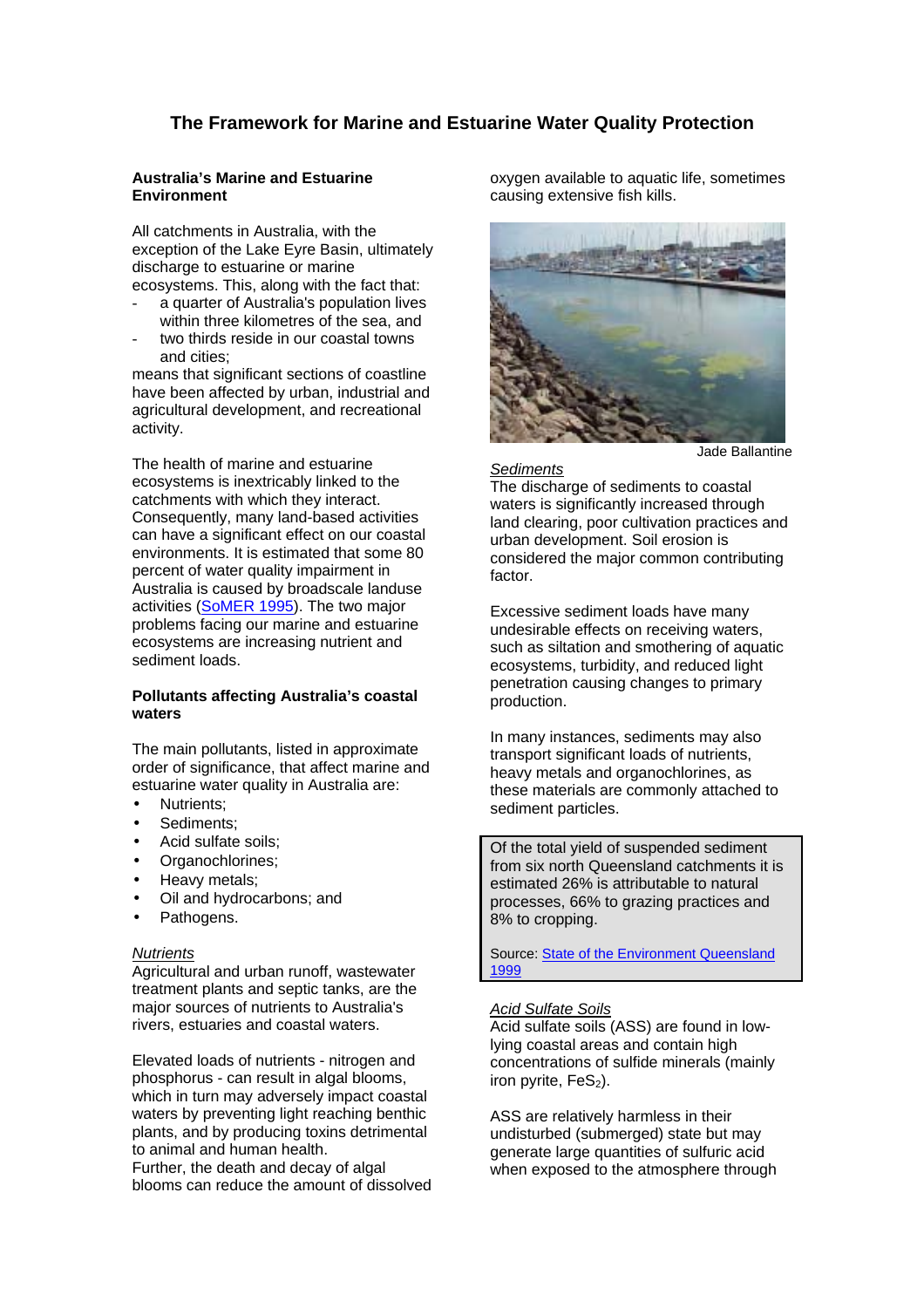# The Framework for Marine and Estuarine Water Quality Protection

## Australia's Marine and Estuarine Environment

All catchments in Australia, with the exception of the Lake Eyre Basin, ultimately discharge to estuarine or marine ecosystems. This, along with the fact that:

- a quarter of Australia's population lives within three kilometres of the sea, and
- two thirds reside in our coastal towns and cities;

means that significant sections of coastline have been affected by urban, industrial and agricultural development, and recreational activity.

The health of marine and estuarine ecosystems is inextricably linked to the catchments with which they interact. Consequently, many land-based activities can have a significant effect on our coastal environments. It is estimated that some 80 percent of water quality impairment in Australia is caused by broadscale landuse activities (SoMER 1995). The two major problems facing our marine and estuarine ecosystems are increasing nutrient and sediment loads.

## Pollutants affecting Australia's coastal waters

The main pollutants, listed in approximate order of significance, that affect marine and estuarine water quality in Australia are:

- Nutrients;
- Sediments;
- Acid sulfate soils;
- Organochlorines;
- Heavy metals;
- Oil and hydrocarbons; and
- Pathogens.

*Nutrients*

Agricultural and urban runoff, wastewater treatment plants and septic tanks, are the major sources of nutrients to Australia's rivers, estuaries and coastal waters.

Elevated loads of nutrients - nitrogen and phosphorus - can result in algal blooms, which in turn may adversely impact coastal waters by preventing light reaching benthic plants, and by producing toxins detrimental to animal and human health.
Further, the death and decay of algal blooms can reduce the amount of dissolved oxygen available to aquatic life, sometimes causing extensive fish kills.

Jade Ballantine

*Sediments*

The discharge of sediments to coastal waters is significantly increased through land clearing, poor cultivation practices and urban development. Soil erosion is considered the major common contributing factor.

Excessive sediment loads have many undesirable effects on receiving waters, such as siltation and smothering of aquatic ecosystems, turbidity, and reduced light penetration causing changes to primary production.

In many instances, sediments may also transport significant loads of nutrients, heavy metals and organochlorines, as these materials are commonly attached to sediment particles.

> Of the total yield of suspended sediment from six north Queensland catchments it is estimated 26% is attributable to natural processes, 66% to grazing practices and 8% to cropping.
>
> Source: State of the Environment Queensland 1999

*Acid Sulfate Soils*

Acid sulfate soils (ASS) are found in low-lying coastal areas and contain high concentrations of sulfide minerals (mainly iron pyrite, $FeS_2$).

ASS are relatively harmless in their undisturbed (submerged) state but may generate large quantities of sulfuric acid when exposed to the atmosphere through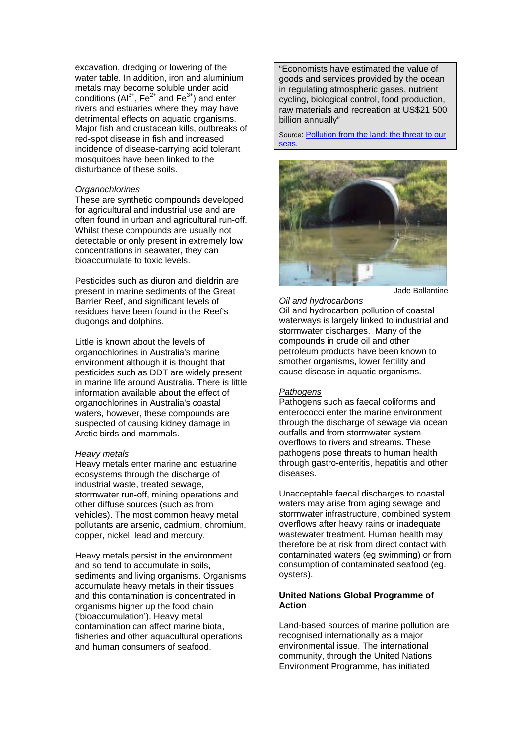excavation, dredging or lowering of the water table. In addition, iron and aluminium metals may become soluble under acid conditions ($Al^{3+}$, $Fe^{2+}$ and $Fe^{3+}$) and enter rivers and estuaries where they may have detrimental effects on aquatic organisms. Major fish and crustacean kills, outbreaks of red-spot disease in fish and increased incidence of disease-carrying acid tolerant mosquitoes have been linked to the disturbance of these soils.

*Organochlorines*
These are synthetic compounds developed for agricultural and industrial use and are often found in urban and agricultural run-off. Whilst these compounds are usually not detectable or only present in extremely low concentrations in seawater, they can bioaccumulate to toxic levels.

Pesticides such as diuron and dieldrin are present in marine sediments of the Great Barrier Reef, and significant levels of residues have been found in the Reef's dugongs and dolphins.

Little is known about the levels of organochlorines in Australia's marine environment although it is thought that pesticides such as DDT are widely present in marine life around Australia. There is little information available about the effect of organochlorines in Australia's coastal waters, however, these compounds are suspected of causing kidney damage in Arctic birds and mammals.

*Heavy metals*
Heavy metals enter marine and estuarine ecosystems through the discharge of industrial waste, treated sewage, stormwater run-off, mining operations and other diffuse sources (such as from vehicles). The most common heavy metal pollutants are arsenic, cadmium, chromium, copper, nickel, lead and mercury.

Heavy metals persist in the environment and so tend to accumulate in soils, sediments and living organisms. Organisms accumulate heavy metals in their tissues and this contamination is concentrated in organisms higher up the food chain ('bioaccumulation'). Heavy metal contamination can affect marine biota, fisheries and other aquacultural operations and human consumers of seafood.

> "Economists have estimated the value of goods and services provided by the ocean in regulating atmospheric gases, nutrient cycling, biological control, food production, raw materials and recreation at US$21 500 billion annually"
>
> Source: [Pollution from the land: the threat to our seas](#).

Jade Ballantine

*Oil and hydrocarbons*
Oil and hydrocarbon pollution of coastal waterways is largely linked to industrial and stormwater discharges. Many of the compounds in crude oil and other petroleum products have been known to smother organisms, lower fertility and cause disease in aquatic organisms.

*Pathogens*
Pathogens such as faecal coliforms and enterococci enter the marine environment through the discharge of sewage via ocean outfalls and from stormwater system overflows to rivers and streams. These pathogens pose threats to human health through gastro-enteritis, hepatitis and other diseases.

Unacceptable faecal discharges to coastal waters may arise from aging sewage and stormwater infrastructure, combined system overflows after heavy rains or inadequate wastewater treatment. Human health may therefore be at risk from direct contact with contaminated waters (eg swimming) or from consumption of contaminated seafood (eg. oysters).

**United Nations Global Programme of Action**

Land-based sources of marine pollution are recognised internationally as a major environmental issue. The international community, through the United Nations Environment Programme, has initiated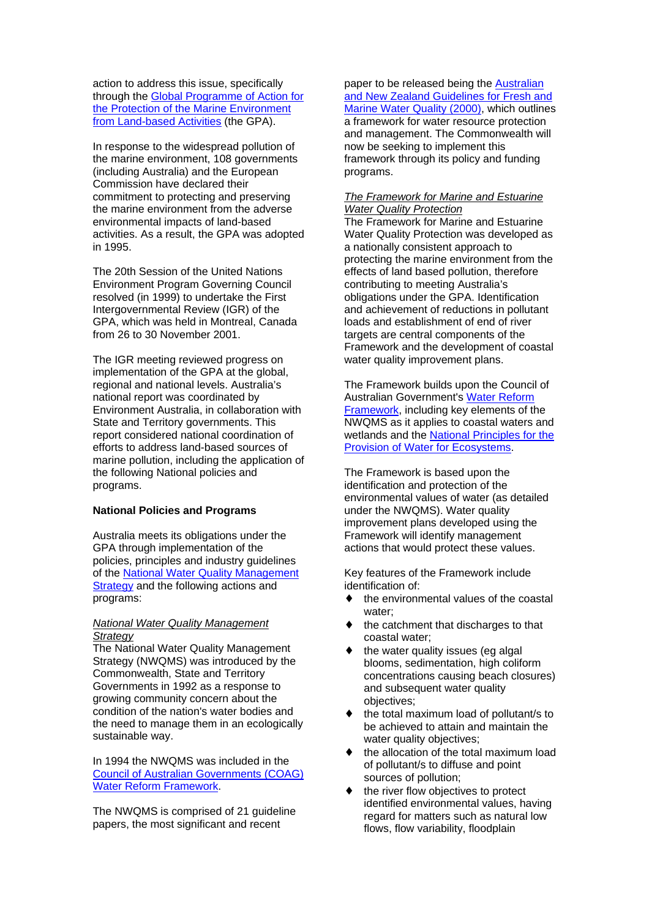action to address this issue, specifically through the Global Programme of Action for the Protection of the Marine Environment from Land-based Activities (the GPA).

In response to the widespread pollution of the marine environment, 108 governments (including Australia) and the European Commission have declared their commitment to protecting and preserving the marine environment from the adverse environmental impacts of land-based activities. As a result, the GPA was adopted in 1995.

The 20th Session of the United Nations Environment Program Governing Council resolved (in 1999) to undertake the First Intergovernmental Review (IGR) of the GPA, which was held in Montreal, Canada from 26 to 30 November 2001.

The IGR meeting reviewed progress on implementation of the GPA at the global, regional and national levels. Australia's national report was coordinated by Environment Australia, in collaboration with State and Territory governments. This report considered national coordination of efforts to address land-based sources of marine pollution, including the application of the following National policies and programs.

**National Policies and Programs**

Australia meets its obligations under the GPA through implementation of the policies, principles and industry guidelines of the National Water Quality Management Strategy and the following actions and programs:

*National Water Quality Management Strategy*

The National Water Quality Management Strategy (NWQMS) was introduced by the Commonwealth, State and Territory Governments in 1992 as a response to growing community concern about the condition of the nation's water bodies and the need to manage them in an ecologically sustainable way.

In 1994 the NWQMS was included in the Council of Australian Governments (COAG) Water Reform Framework.

The NWQMS is comprised of 21 guideline papers, the most significant and recent paper to be released being the Australian and New Zealand Guidelines for Fresh and Marine Water Quality (2000), which outlines a framework for water resource protection and management. The Commonwealth will now be seeking to implement this framework through its policy and funding programs.

*The Framework for Marine and Estuarine Water Quality Protection*

The Framework for Marine and Estuarine Water Quality Protection was developed as a nationally consistent approach to protecting the marine environment from the effects of land based pollution, therefore contributing to meeting Australia's obligations under the GPA. Identification and achievement of reductions in pollutant loads and establishment of end of river targets are central components of the Framework and the development of coastal water quality improvement plans.

The Framework builds upon the Council of Australian Government's Water Reform Framework, including key elements of the NWQMS as it applies to coastal waters and wetlands and the National Principles for the Provision of Water for Ecosystems.

The Framework is based upon the identification and protection of the environmental values of water (as detailed under the NWQMS). Water quality improvement plans developed using the Framework will identify management actions that would protect these values.

Key features of the Framework include identification of:

- the environmental values of the coastal water;
- the catchment that discharges to that coastal water;
- the water quality issues (eg algal blooms, sedimentation, high coliform concentrations causing beach closures) and subsequent water quality objectives;
- the total maximum load of pollutant/s to be achieved to attain and maintain the water quality objectives;
- the allocation of the total maximum load of pollutant/s to diffuse and point sources of pollution;
- the river flow objectives to protect identified environmental values, having regard for matters such as natural low flows, flow variability, floodplain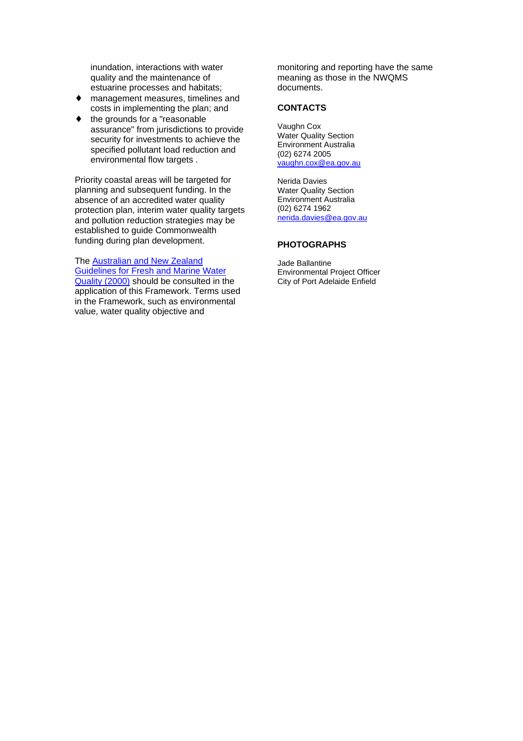inundation, interactions with water quality and the maintenance of estuarine processes and habitats;

- management measures, timelines and costs in implementing the plan; and
- the grounds for a "reasonable assurance" from jurisdictions to provide security for investments to achieve the specified pollutant load reduction and environmental flow targets .

Priority coastal areas will be targeted for planning and subsequent funding. In the absence of an accredited water quality protection plan, interim water quality targets and pollution reduction strategies may be established to guide Commonwealth funding during plan development.

The [Australian and New Zealand Guidelines for Fresh and Marine Water Quality (2000)]() should be consulted in the application of this Framework. Terms used in the Framework, such as environmental value, water quality objective and monitoring and reporting have the same meaning as those in the NWQMS documents.

## CONTACTS

Vaughn Cox
Water Quality Section
Environment Australia
(02) 6274 2005
[vaughn.cox@ea.gov.au](mailto:vaughn.cox@ea.gov.au)

Nerida Davies
Water Quality Section
Environment Australia
(02) 6274 1962
[nerida.davies@ea.gov.au](mailto:nerida.davies@ea.gov.au)

## PHOTOGRAPHS

Jade Ballantine
Environmental Project Officer
City of Port Adelaide Enfield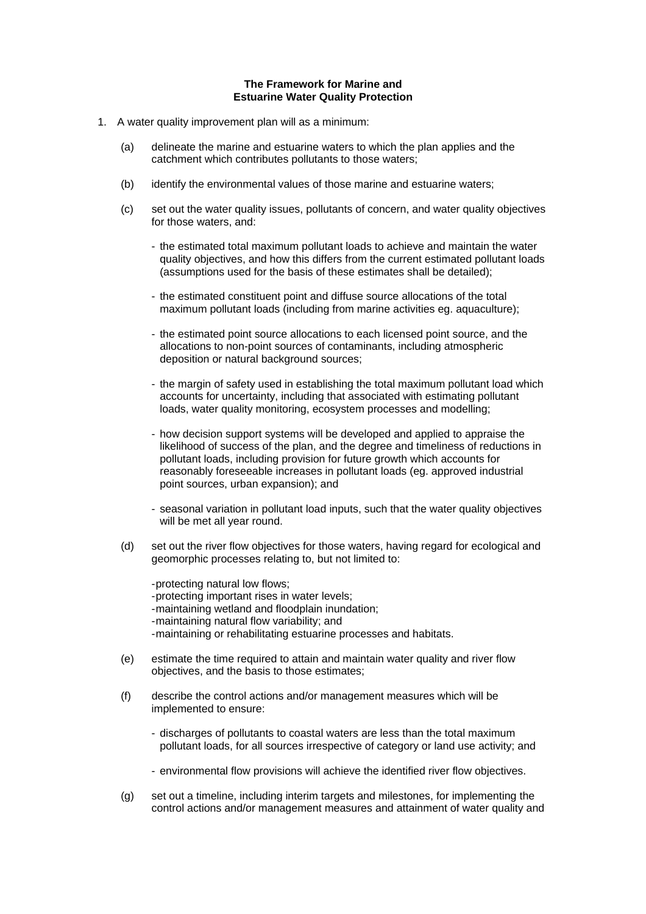**The Framework for Marine and Estuarine Water Quality Protection**

1. A water quality improvement plan will as a minimum:

   (a) delineate the marine and estuarine waters to which the plan applies and the catchment which contributes pollutants to those waters;

   (b) identify the environmental values of those marine and estuarine waters;

   (c) set out the water quality issues, pollutants of concern, and water quality objectives for those waters, and:

   - the estimated total maximum pollutant loads to achieve and maintain the water quality objectives, and how this differs from the current estimated pollutant loads (assumptions used for the basis of these estimates shall be detailed);

   - the estimated constituent point and diffuse source allocations of the total maximum pollutant loads (including from marine activities eg. aquaculture);

   - the estimated point source allocations to each licensed point source, and the allocations to non-point sources of contaminants, including atmospheric deposition or natural background sources;

   - the margin of safety used in establishing the total maximum pollutant load which accounts for uncertainty, including that associated with estimating pollutant loads, water quality monitoring, ecosystem processes and modelling;

   - how decision support systems will be developed and applied to appraise the likelihood of success of the plan, and the degree and timeliness of reductions in pollutant loads, including provision for future growth which accounts for reasonably foreseeable increases in pollutant loads (eg. approved industrial point sources, urban expansion); and

   - seasonal variation in pollutant load inputs, such that the water quality objectives will be met all year round.

   (d) set out the river flow objectives for those waters, having regard for ecological and geomorphic processes relating to, but not limited to:

   - protecting natural low flows;
   - protecting important rises in water levels;
   - maintaining wetland and floodplain inundation;
   - maintaining natural flow variability; and
   - maintaining or rehabilitating estuarine processes and habitats.

   (e) estimate the time required to attain and maintain water quality and river flow objectives, and the basis to those estimates;

   (f) describe the control actions and/or management measures which will be implemented to ensure:

   - discharges of pollutants to coastal waters are less than the total maximum pollutant loads, for all sources irrespective of category or land use activity; and

   - environmental flow provisions will achieve the identified river flow objectives.

   (g) set out a timeline, including interim targets and milestones, for implementing the control actions and/or management measures and attainment of water quality and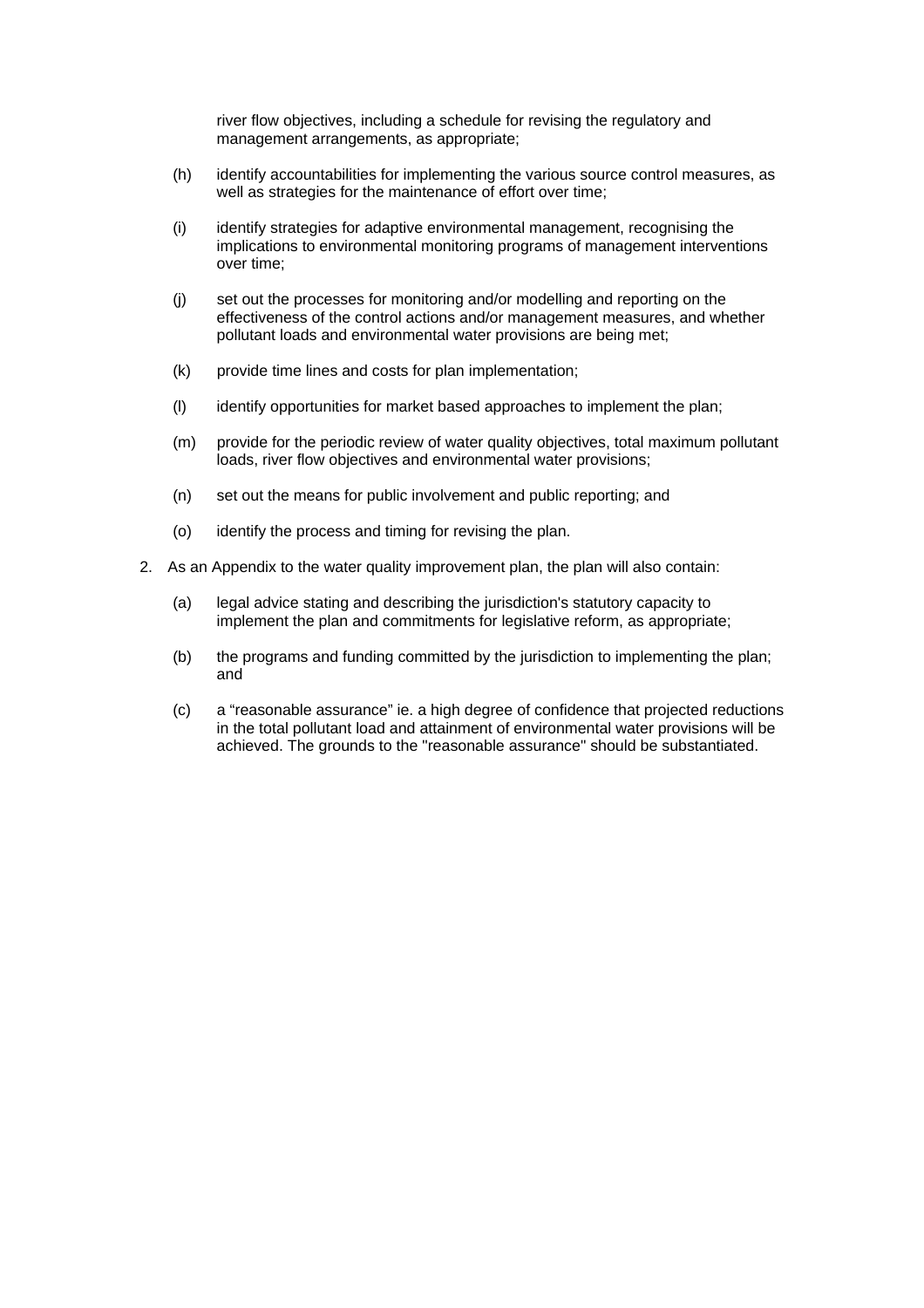river flow objectives, including a schedule for revising the regulatory and management arrangements, as appropriate;

(h) identify accountabilities for implementing the various source control measures, as well as strategies for the maintenance of effort over time;

(i) identify strategies for adaptive environmental management, recognising the implications to environmental monitoring programs of management interventions over time;

(j) set out the processes for monitoring and/or modelling and reporting on the effectiveness of the control actions and/or management measures, and whether pollutant loads and environmental water provisions are being met;

(k) provide time lines and costs for plan implementation;

(l) identify opportunities for market based approaches to implement the plan;

(m) provide for the periodic review of water quality objectives, total maximum pollutant loads, river flow objectives and environmental water provisions;

(n) set out the means for public involvement and public reporting; and

(o) identify the process and timing for revising the plan.

2. As an Appendix to the water quality improvement plan, the plan will also contain:

   (a) legal advice stating and describing the jurisdiction's statutory capacity to implement the plan and commitments for legislative reform, as appropriate;

   (b) the programs and funding committed by the jurisdiction to implementing the plan; and

   (c) a “reasonable assurance” ie. a high degree of confidence that projected reductions in the total pollutant load and attainment of environmental water provisions will be achieved. The grounds to the "reasonable assurance" should be substantiated.